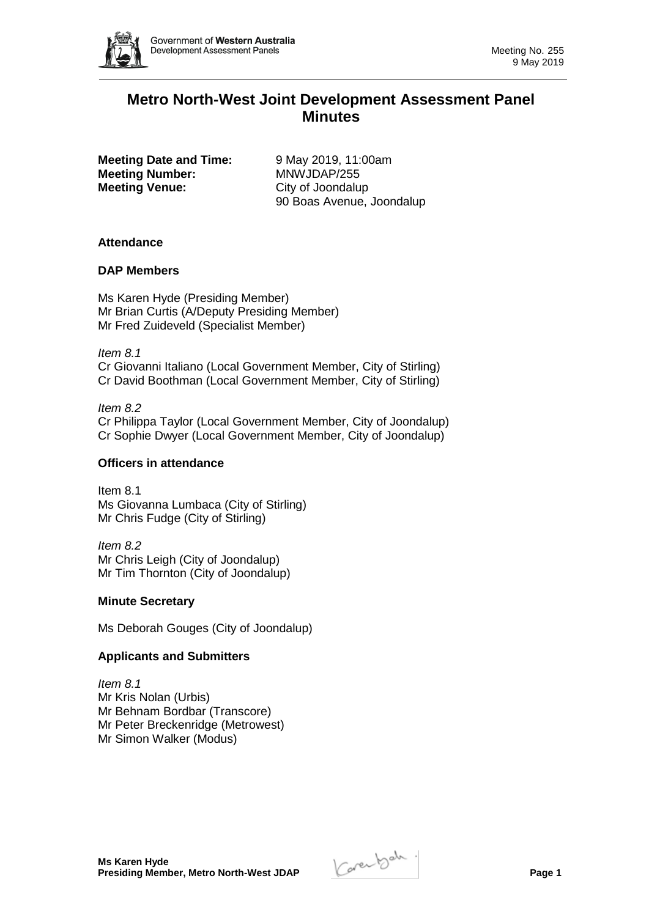# Metro North-West Joint Development Assessment Panel Minutes

**Meeting Date and Time:** 9 May 2019, 11:00am
**Meeting Number:** MNWJDAP/255
**Meeting Venue:** City of Joondalup
90 Boas Avenue, Joondalup

### Attendance

### DAP Members

Ms Karen Hyde (Presiding Member)
Mr Brian Curtis (A/Deputy Presiding Member)
Mr Fred Zuideveld (Specialist Member)

*Item 8.1*
Cr Giovanni Italiano (Local Government Member, City of Stirling)
Cr David Boothman (Local Government Member, City of Stirling)

*Item 8.2*
Cr Philippa Taylor (Local Government Member, City of Joondalup)
Cr Sophie Dwyer (Local Government Member, City of Joondalup)

### Officers in attendance

Item 8.1
Ms Giovanna Lumbaca (City of Stirling)
Mr Chris Fudge (City of Stirling)

*Item 8.2*
Mr Chris Leigh (City of Joondalup)
Mr Tim Thornton (City of Joondalup)

### Minute Secretary

Ms Deborah Gouges (City of Joondalup)

### Applicants and Submitters

*Item 8.1*
Mr Kris Nolan (Urbis)
Mr Behnam Bordbar (Transcore)
Mr Peter Breckenridge (Metrowest)
Mr Simon Walker (Modus)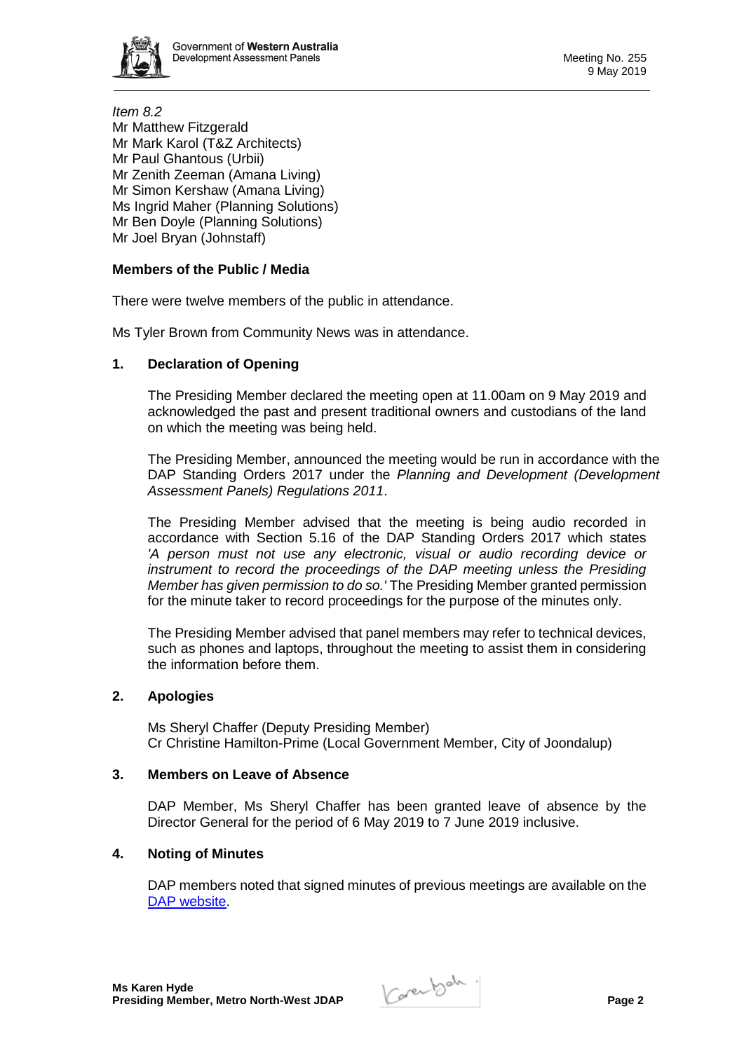*Item 8.2*
Mr Matthew Fitzgerald
Mr Mark Karol (T&Z Architects)
Mr Paul Ghantous (Urbii)
Mr Zenith Zeeman (Amana Living)
Mr Simon Kershaw (Amana Living)
Ms Ingrid Maher (Planning Solutions)
Mr Ben Doyle (Planning Solutions)
Mr Joel Bryan (Johnstaff)

**Members of the Public / Media**

There were twelve members of the public in attendance.

Ms Tyler Brown from Community News was in attendance.

## 1. Declaration of Opening

The Presiding Member declared the meeting open at 11.00am on 9 May 2019 and acknowledged the past and present traditional owners and custodians of the land on which the meeting was being held.

The Presiding Member, announced the meeting would be run in accordance with the DAP Standing Orders 2017 under the *Planning and Development (Development Assessment Panels) Regulations 2011*.

The Presiding Member advised that the meeting is being audio recorded in accordance with Section 5.16 of the DAP Standing Orders 2017 which states *'A person must not use any electronic, visual or audio recording device or instrument to record the proceedings of the DAP meeting unless the Presiding Member has given permission to do so.'* The Presiding Member granted permission for the minute taker to record proceedings for the purpose of the minutes only.

The Presiding Member advised that panel members may refer to technical devices, such as phones and laptops, throughout the meeting to assist them in considering the information before them.

## 2. Apologies

Ms Sheryl Chaffer (Deputy Presiding Member)
Cr Christine Hamilton-Prime (Local Government Member, City of Joondalup)

## 3. Members on Leave of Absence

DAP Member, Ms Sheryl Chaffer has been granted leave of absence by the Director General for the period of 6 May 2019 to 7 June 2019 inclusive.

## 4. Noting of Minutes

DAP members noted that signed minutes of previous meetings are available on the DAP website.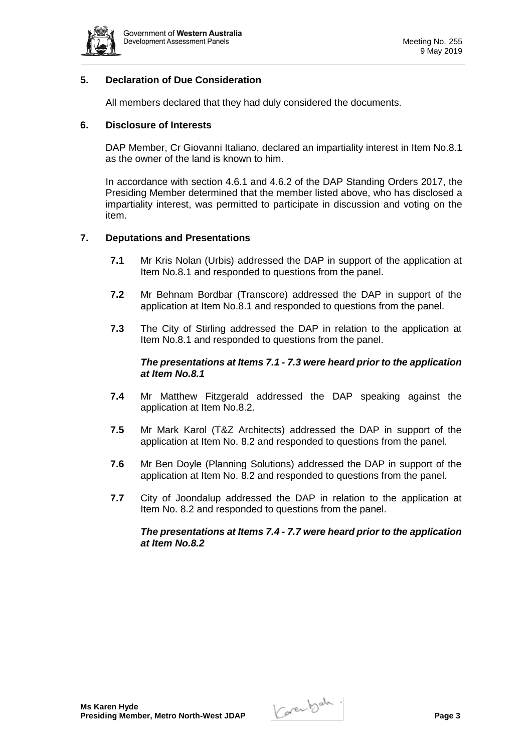## 5. Declaration of Due Consideration

All members declared that they had duly considered the documents.

## 6. Disclosure of Interests

DAP Member, Cr Giovanni Italiano, declared an impartiality interest in Item No.8.1 as the owner of the land is known to him.

In accordance with section 4.6.1 and 4.6.2 of the DAP Standing Orders 2017, the Presiding Member determined that the member listed above, who has disclosed a impartiality interest, was permitted to participate in discussion and voting on the item.

## 7. Deputations and Presentations

**7.1** Mr Kris Nolan (Urbis) addressed the DAP in support of the application at Item No.8.1 and responded to questions from the panel.

**7.2** Mr Behnam Bordbar (Transcore) addressed the DAP in support of the application at Item No.8.1 and responded to questions from the panel.

**7.3** The City of Stirling addressed the DAP in relation to the application at Item No.8.1 and responded to questions from the panel.

***The presentations at Items 7.1 - 7.3 were heard prior to the application at Item No.8.1***

**7.4** Mr Matthew Fitzgerald addressed the DAP speaking against the application at Item No.8.2.

**7.5** Mr Mark Karol (T&Z Architects) addressed the DAP in support of the application at Item No. 8.2 and responded to questions from the panel.

**7.6** Mr Ben Doyle (Planning Solutions) addressed the DAP in support of the application at Item No. 8.2 and responded to questions from the panel.

**7.7** City of Joondalup addressed the DAP in relation to the application at Item No. 8.2 and responded to questions from the panel.

***The presentations at Items 7.4 - 7.7 were heard prior to the application at Item No.8.2***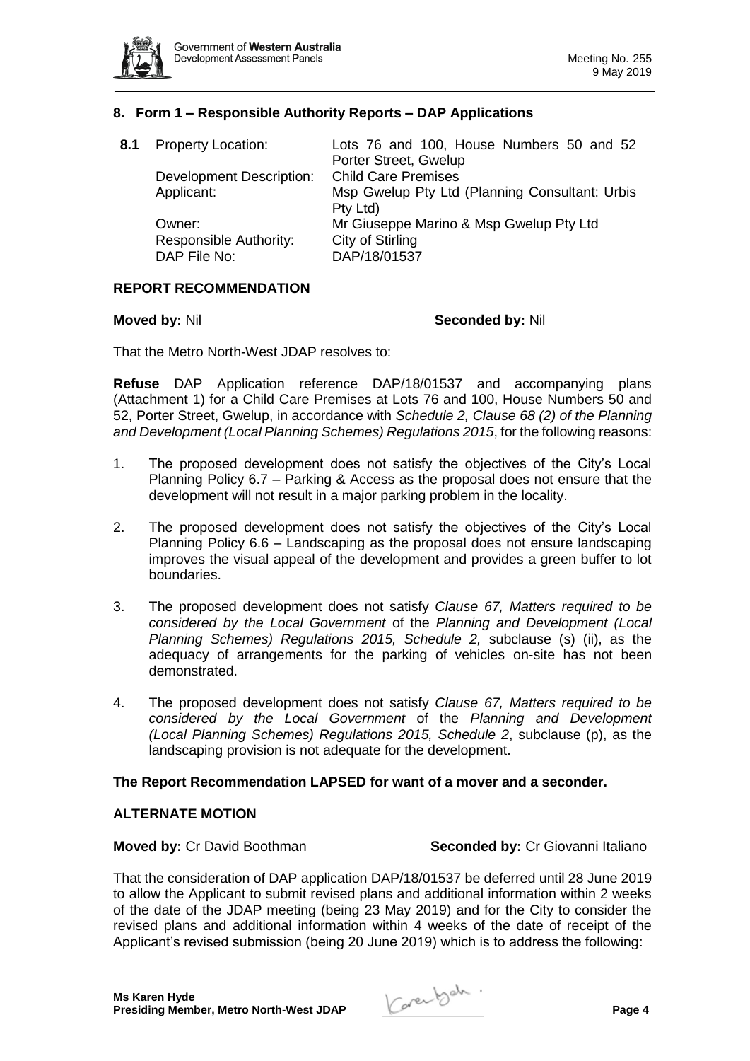## 8. Form 1 – Responsible Authority Reports – DAP Applications

| **8.1** | Property Location: | Lots 76 and 100, House Numbers 50 and 52 Porter Street, Gwelup |
|---|---|---|
| | Development Description: | Child Care Premises |
| | Applicant: | Msp Gwelup Pty Ltd (Planning Consultant: Urbis Pty Ltd) |
| | Owner: | Mr Giuseppe Marino & Msp Gwelup Pty Ltd |
| | Responsible Authority: | City of Stirling |
| | DAP File No: | DAP/18/01537 |

### REPORT RECOMMENDATION

**Moved by:** Nil **Seconded by:** Nil

That the Metro North-West JDAP resolves to:

**Refuse** DAP Application reference DAP/18/01537 and accompanying plans (Attachment 1) for a Child Care Premises at Lots 76 and 100, House Numbers 50 and 52, Porter Street, Gwelup, in accordance with *Schedule 2, Clause 68 (2) of the Planning and Development (Local Planning Schemes) Regulations 2015*, for the following reasons:

1. The proposed development does not satisfy the objectives of the City's Local Planning Policy 6.7 – Parking & Access as the proposal does not ensure that the development will not result in a major parking problem in the locality.
2. The proposed development does not satisfy the objectives of the City's Local Planning Policy 6.6 – Landscaping as the proposal does not ensure landscaping improves the visual appeal of the development and provides a green buffer to lot boundaries.
3. The proposed development does not satisfy *Clause 67, Matters required to be considered by the Local Government* of the *Planning and Development (Local Planning Schemes) Regulations 2015, Schedule 2,* subclause (s) (ii), as the adequacy of arrangements for the parking of vehicles on-site has not been demonstrated.
4. The proposed development does not satisfy *Clause 67, Matters required to be considered by the Local Government* of the *Planning and Development (Local Planning Schemes) Regulations 2015, Schedule 2*, subclause (p), as the landscaping provision is not adequate for the development.

**The Report Recommendation LAPSED for want of a mover and a seconder.**

### ALTERNATE MOTION

**Moved by:** Cr David Boothman **Seconded by:** Cr Giovanni Italiano

That the consideration of DAP application DAP/18/01537 be deferred until 28 June 2019 to allow the Applicant to submit revised plans and additional information within 2 weeks of the date of the JDAP meeting (being 23 May 2019) and for the City to consider the revised plans and additional information within 4 weeks of the date of receipt of the Applicant's revised submission (being 20 June 2019) which is to address the following: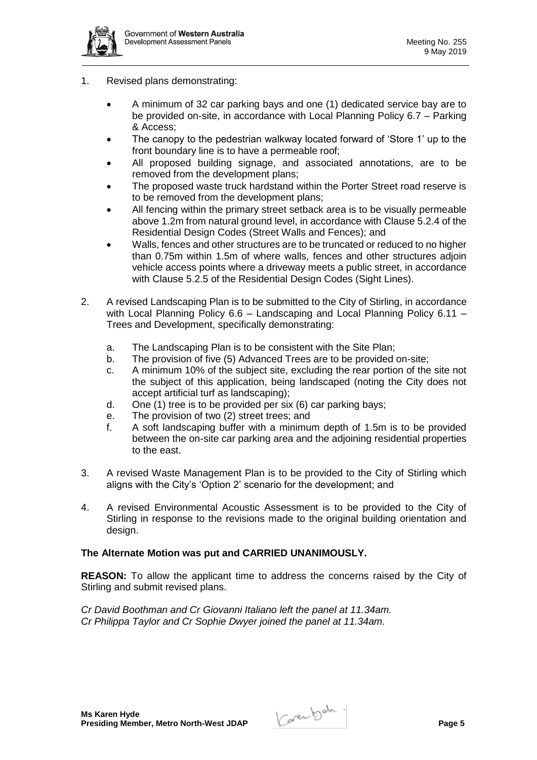1. Revised plans demonstrating:

   - A minimum of 32 car parking bays and one (1) dedicated service bay are to be provided on-site, in accordance with Local Planning Policy 6.7 – Parking & Access;
   - The canopy to the pedestrian walkway located forward of 'Store 1' up to the front boundary line is to have a permeable roof;
   - All proposed building signage, and associated annotations, are to be removed from the development plans;
   - The proposed waste truck hardstand within the Porter Street road reserve is to be removed from the development plans;
   - All fencing within the primary street setback area is to be visually permeable above 1.2m from natural ground level, in accordance with Clause 5.2.4 of the Residential Design Codes (Street Walls and Fences); and
   - Walls, fences and other structures are to be truncated or reduced to no higher than 0.75m within 1.5m of where walls, fences and other structures adjoin vehicle access points where a driveway meets a public street, in accordance with Clause 5.2.5 of the Residential Design Codes (Sight Lines).

2. A revised Landscaping Plan is to be submitted to the City of Stirling, in accordance with Local Planning Policy 6.6 – Landscaping and Local Planning Policy 6.11 – Trees and Development, specifically demonstrating:

   a. The Landscaping Plan is to be consistent with the Site Plan;
   b. The provision of five (5) Advanced Trees are to be provided on-site;
   c. A minimum 10% of the subject site, excluding the rear portion of the site not the subject of this application, being landscaped (noting the City does not accept artificial turf as landscaping);
   d. One (1) tree is to be provided per six (6) car parking bays;
   e. The provision of two (2) street trees; and
   f. A soft landscaping buffer with a minimum depth of 1.5m is to be provided between the on-site car parking area and the adjoining residential properties to the east.

3. A revised Waste Management Plan is to be provided to the City of Stirling which aligns with the City's 'Option 2' scenario for the development; and

4. A revised Environmental Acoustic Assessment is to be provided to the City of Stirling in response to the revisions made to the original building orientation and design.

**The Alternate Motion was put and CARRIED UNANIMOUSLY.**

**REASON:** To allow the applicant time to address the concerns raised by the City of Stirling and submit revised plans.

*Cr David Boothman and Cr Giovanni Italiano left the panel at 11.34am.*
*Cr Philippa Taylor and Cr Sophie Dwyer joined the panel at 11.34am.*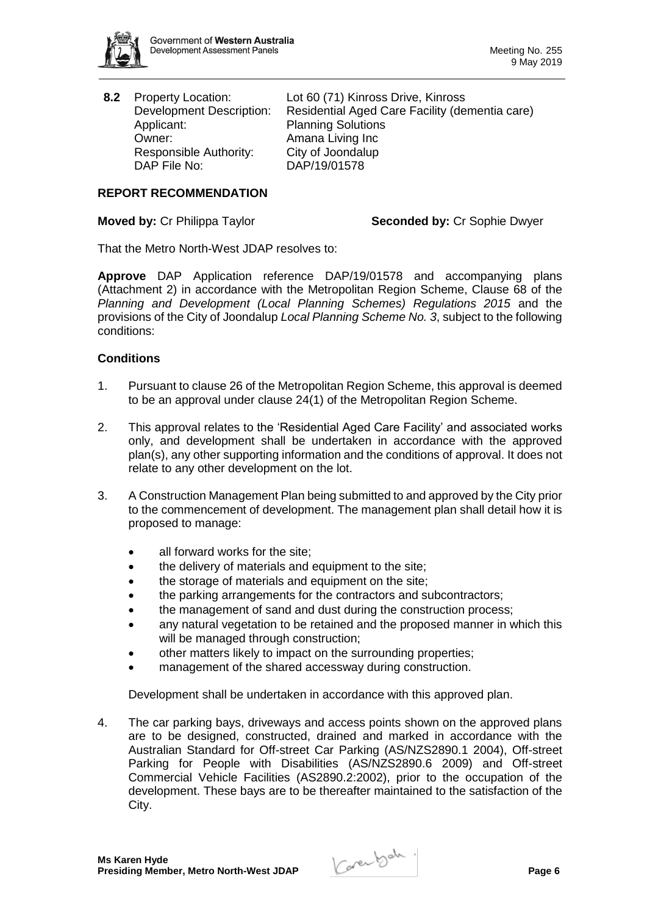**8.2** Property Location: Lot 60 (71) Kinross Drive, Kinross
Development Description: Residential Aged Care Facility (dementia care)
Applicant: Planning Solutions
Owner: Amana Living Inc
Responsible Authority: City of Joondalup
DAP File No: DAP/19/01578

**REPORT RECOMMENDATION**

**Moved by:** Cr Philippa Taylor **Seconded by:** Cr Sophie Dwyer

That the Metro North-West JDAP resolves to:

**Approve** DAP Application reference DAP/19/01578 and accompanying plans (Attachment 2) in accordance with the Metropolitan Region Scheme, Clause 68 of the *Planning and Development (Local Planning Schemes) Regulations 2015* and the provisions of the City of Joondalup *Local Planning Scheme No. 3*, subject to the following conditions:

**Conditions**

1. Pursuant to clause 26 of the Metropolitan Region Scheme, this approval is deemed to be an approval under clause 24(1) of the Metropolitan Region Scheme.

2. This approval relates to the 'Residential Aged Care Facility' and associated works only, and development shall be undertaken in accordance with the approved plan(s), any other supporting information and the conditions of approval. It does not relate to any other development on the lot.

3. A Construction Management Plan being submitted to and approved by the City prior to the commencement of development. The management plan shall detail how it is proposed to manage:

   - all forward works for the site;
   - the delivery of materials and equipment to the site;
   - the storage of materials and equipment on the site;
   - the parking arrangements for the contractors and subcontractors;
   - the management of sand and dust during the construction process;
   - any natural vegetation to be retained and the proposed manner in which this will be managed through construction;
   - other matters likely to impact on the surrounding properties;
   - management of the shared accessway during construction.

   Development shall be undertaken in accordance with this approved plan.

4. The car parking bays, driveways and access points shown on the approved plans are to be designed, constructed, drained and marked in accordance with the Australian Standard for Off-street Car Parking (AS/NZS2890.1 2004), Off-street Parking for People with Disabilities (AS/NZS2890.6 2009) and Off-street Commercial Vehicle Facilities (AS2890.2:2002), prior to the occupation of the development. These bays are to be thereafter maintained to the satisfaction of the City.

**Ms Karen Hyde**
**Presiding Member, Metro North-West JDAP**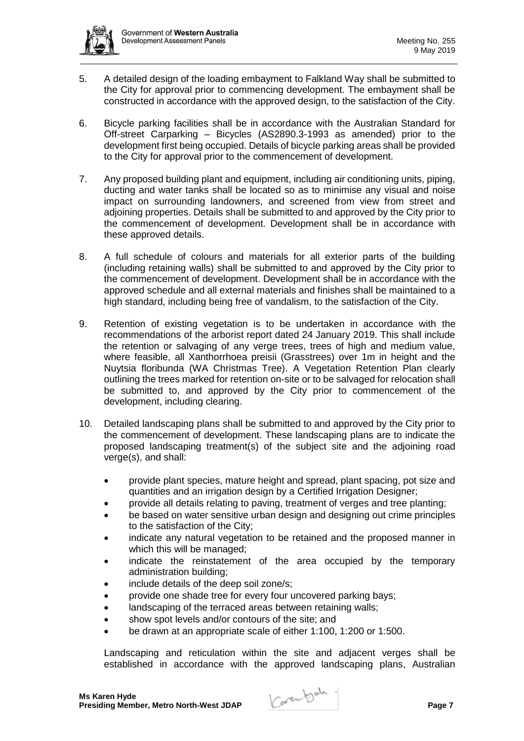5. A detailed design of the loading embayment to Falkland Way shall be submitted to the City for approval prior to commencing development. The embayment shall be constructed in accordance with the approved design, to the satisfaction of the City.

6. Bicycle parking facilities shall be in accordance with the Australian Standard for Off-street Carparking – Bicycles (AS2890.3-1993 as amended) prior to the development first being occupied. Details of bicycle parking areas shall be provided to the City for approval prior to the commencement of development.

7. Any proposed building plant and equipment, including air conditioning units, piping, ducting and water tanks shall be located so as to minimise any visual and noise impact on surrounding landowners, and screened from view from street and adjoining properties. Details shall be submitted to and approved by the City prior to the commencement of development. Development shall be in accordance with these approved details.

8. A full schedule of colours and materials for all exterior parts of the building (including retaining walls) shall be submitted to and approved by the City prior to the commencement of development. Development shall be in accordance with the approved schedule and all external materials and finishes shall be maintained to a high standard, including being free of vandalism, to the satisfaction of the City.

9. Retention of existing vegetation is to be undertaken in accordance with the recommendations of the arborist report dated 24 January 2019. This shall include the retention or salvaging of any verge trees, trees of high and medium value, where feasible, all Xanthorrhoea preisii (Grasstrees) over 1m in height and the Nuytsia floribunda (WA Christmas Tree). A Vegetation Retention Plan clearly outlining the trees marked for retention on-site or to be salvaged for relocation shall be submitted to, and approved by the City prior to commencement of the development, including clearing.

10. Detailed landscaping plans shall be submitted to and approved by the City prior to the commencement of development. These landscaping plans are to indicate the proposed landscaping treatment(s) of the subject site and the adjoining road verge(s), and shall:

    - provide plant species, mature height and spread, plant spacing, pot size and quantities and an irrigation design by a Certified Irrigation Designer;
    - provide all details relating to paving, treatment of verges and tree planting;
    - be based on water sensitive urban design and designing out crime principles to the satisfaction of the City;
    - indicate any natural vegetation to be retained and the proposed manner in which this will be managed;
    - indicate the reinstatement of the area occupied by the temporary administration building;
    - include details of the deep soil zone/s;
    - provide one shade tree for every four uncovered parking bays;
    - landscaping of the terraced areas between retaining walls;
    - show spot levels and/or contours of the site; and
    - be drawn at an appropriate scale of either 1:100, 1:200 or 1:500.

    Landscaping and reticulation within the site and adjacent verges shall be established in accordance with the approved landscaping plans, Australian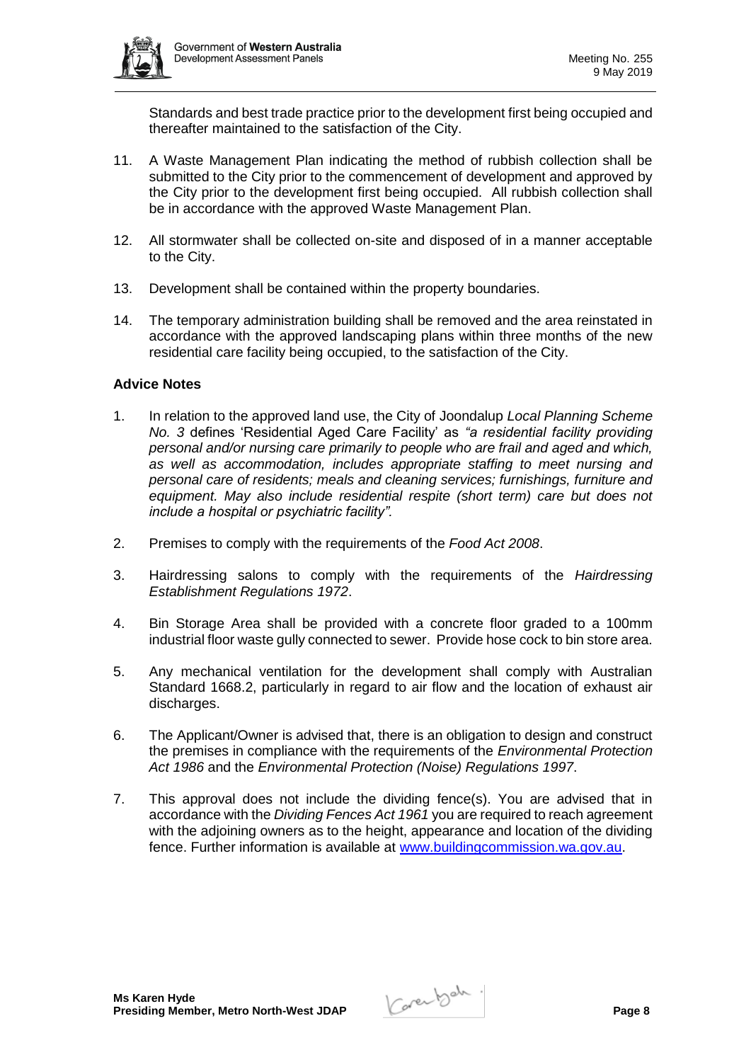Standards and best trade practice prior to the development first being occupied and thereafter maintained to the satisfaction of the City.

11. A Waste Management Plan indicating the method of rubbish collection shall be submitted to the City prior to the commencement of development and approved by the City prior to the development first being occupied. All rubbish collection shall be in accordance with the approved Waste Management Plan.

12. All stormwater shall be collected on-site and disposed of in a manner acceptable to the City.

13. Development shall be contained within the property boundaries.

14. The temporary administration building shall be removed and the area reinstated in accordance with the approved landscaping plans within three months of the new residential care facility being occupied, to the satisfaction of the City.

**Advice Notes**

1. In relation to the approved land use, the City of Joondalup *Local Planning Scheme No. 3* defines 'Residential Aged Care Facility' as *"a residential facility providing personal and/or nursing care primarily to people who are frail and aged and which, as well as accommodation, includes appropriate staffing to meet nursing and personal care of residents; meals and cleaning services; furnishings, furniture and equipment. May also include residential respite (short term) care but does not include a hospital or psychiatric facility".*

2. Premises to comply with the requirements of the *Food Act 2008*.

3. Hairdressing salons to comply with the requirements of the *Hairdressing Establishment Regulations 1972*.

4. Bin Storage Area shall be provided with a concrete floor graded to a 100mm industrial floor waste gully connected to sewer. Provide hose cock to bin store area.

5. Any mechanical ventilation for the development shall comply with Australian Standard 1668.2, particularly in regard to air flow and the location of exhaust air discharges.

6. The Applicant/Owner is advised that, there is an obligation to design and construct the premises in compliance with the requirements of the *Environmental Protection Act 1986* and the *Environmental Protection (Noise) Regulations 1997*.

7. This approval does not include the dividing fence(s). You are advised that in accordance with the *Dividing Fences Act 1961* you are required to reach agreement with the adjoining owners as to the height, appearance and location of the dividing fence. Further information is available at [www.buildingcommission.wa.gov.au](http://www.buildingcommission.wa.gov.au).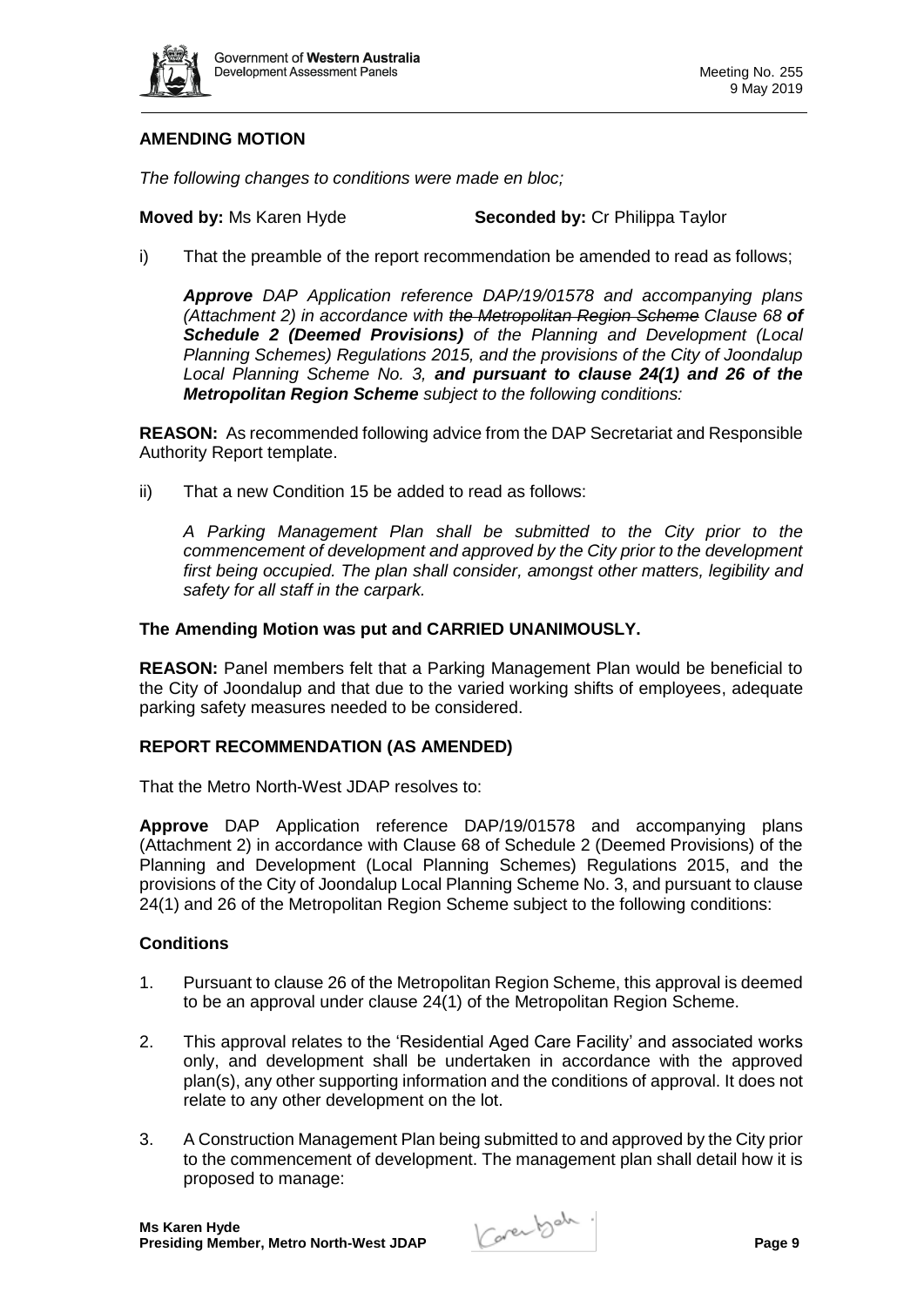**AMENDING MOTION**

*The following changes to conditions were made en bloc;*

**Moved by:** Ms Karen Hyde **Seconded by:** Cr Philippa Taylor

i) That the preamble of the report recommendation be amended to read as follows;

*__Approve__ DAP Application reference DAP/19/01578 and accompanying plans (Attachment 2) in accordance with ~~the Metropolitan Region Scheme~~ Clause 68 __of Schedule 2 (Deemed Provisions)__ of the Planning and Development (Local Planning Schemes) Regulations 2015, and the provisions of the City of Joondalup Local Planning Scheme No. 3, __and pursuant to clause 24(1) and 26 of the Metropolitan Region Scheme__ subject to the following conditions:*

**REASON:** As recommended following advice from the DAP Secretariat and Responsible Authority Report template.

ii) That a new Condition 15 be added to read as follows:

*A Parking Management Plan shall be submitted to the City prior to the commencement of development and approved by the City prior to the development first being occupied. The plan shall consider, amongst other matters, legibility and safety for all staff in the carpark.*

**The Amending Motion was put and CARRIED UNANIMOUSLY.**

**REASON:** Panel members felt that a Parking Management Plan would be beneficial to the City of Joondalup and that due to the varied working shifts of employees, adequate parking safety measures needed to be considered.

**REPORT RECOMMENDATION (AS AMENDED)**

That the Metro North-West JDAP resolves to:

**Approve** DAP Application reference DAP/19/01578 and accompanying plans (Attachment 2) in accordance with Clause 68 of Schedule 2 (Deemed Provisions) of the Planning and Development (Local Planning Schemes) Regulations 2015, and the provisions of the City of Joondalup Local Planning Scheme No. 3, and pursuant to clause 24(1) and 26 of the Metropolitan Region Scheme subject to the following conditions:

**Conditions**

1. Pursuant to clause 26 of the Metropolitan Region Scheme, this approval is deemed to be an approval under clause 24(1) of the Metropolitan Region Scheme.

2. This approval relates to the 'Residential Aged Care Facility' and associated works only, and development shall be undertaken in accordance with the approved plan(s), any other supporting information and the conditions of approval. It does not relate to any other development on the lot.

3. A Construction Management Plan being submitted to and approved by the City prior to the commencement of development. The management plan shall detail how it is proposed to manage: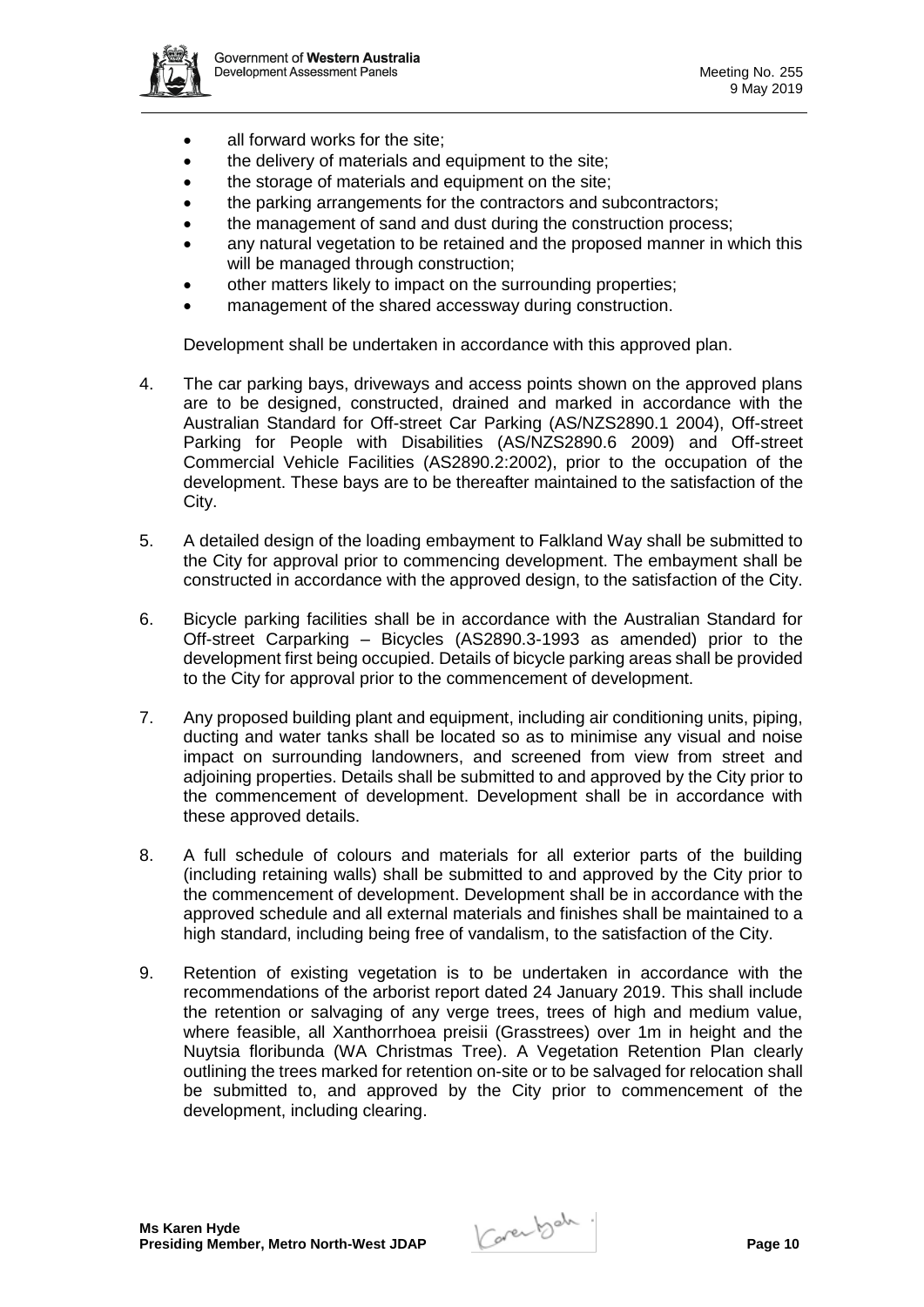- all forward works for the site;
- the delivery of materials and equipment to the site;
- the storage of materials and equipment on the site;
- the parking arrangements for the contractors and subcontractors;
- the management of sand and dust during the construction process;
- any natural vegetation to be retained and the proposed manner in which this will be managed through construction;
- other matters likely to impact on the surrounding properties;
- management of the shared accessway during construction.

Development shall be undertaken in accordance with this approved plan.

4. The car parking bays, driveways and access points shown on the approved plans are to be designed, constructed, drained and marked in accordance with the Australian Standard for Off-street Car Parking (AS/NZS2890.1 2004), Off-street Parking for People with Disabilities (AS/NZS2890.6 2009) and Off-street Commercial Vehicle Facilities (AS2890.2:2002), prior to the occupation of the development. These bays are to be thereafter maintained to the satisfaction of the City.

5. A detailed design of the loading embayment to Falkland Way shall be submitted to the City for approval prior to commencing development. The embayment shall be constructed in accordance with the approved design, to the satisfaction of the City.

6. Bicycle parking facilities shall be in accordance with the Australian Standard for Off-street Carparking – Bicycles (AS2890.3-1993 as amended) prior to the development first being occupied. Details of bicycle parking areas shall be provided to the City for approval prior to the commencement of development.

7. Any proposed building plant and equipment, including air conditioning units, piping, ducting and water tanks shall be located so as to minimise any visual and noise impact on surrounding landowners, and screened from view from street and adjoining properties. Details shall be submitted to and approved by the City prior to the commencement of development. Development shall be in accordance with these approved details.

8. A full schedule of colours and materials for all exterior parts of the building (including retaining walls) shall be submitted to and approved by the City prior to the commencement of development. Development shall be in accordance with the approved schedule and all external materials and finishes shall be maintained to a high standard, including being free of vandalism, to the satisfaction of the City.

9. Retention of existing vegetation is to be undertaken in accordance with the recommendations of the arborist report dated 24 January 2019. This shall include the retention or salvaging of any verge trees, trees of high and medium value, where feasible, all Xanthorrhoea preisii (Grasstrees) over 1m in height and the Nuytsia floribunda (WA Christmas Tree). A Vegetation Retention Plan clearly outlining the trees marked for retention on-site or to be salvaged for relocation shall be submitted to, and approved by the City prior to commencement of the development, including clearing.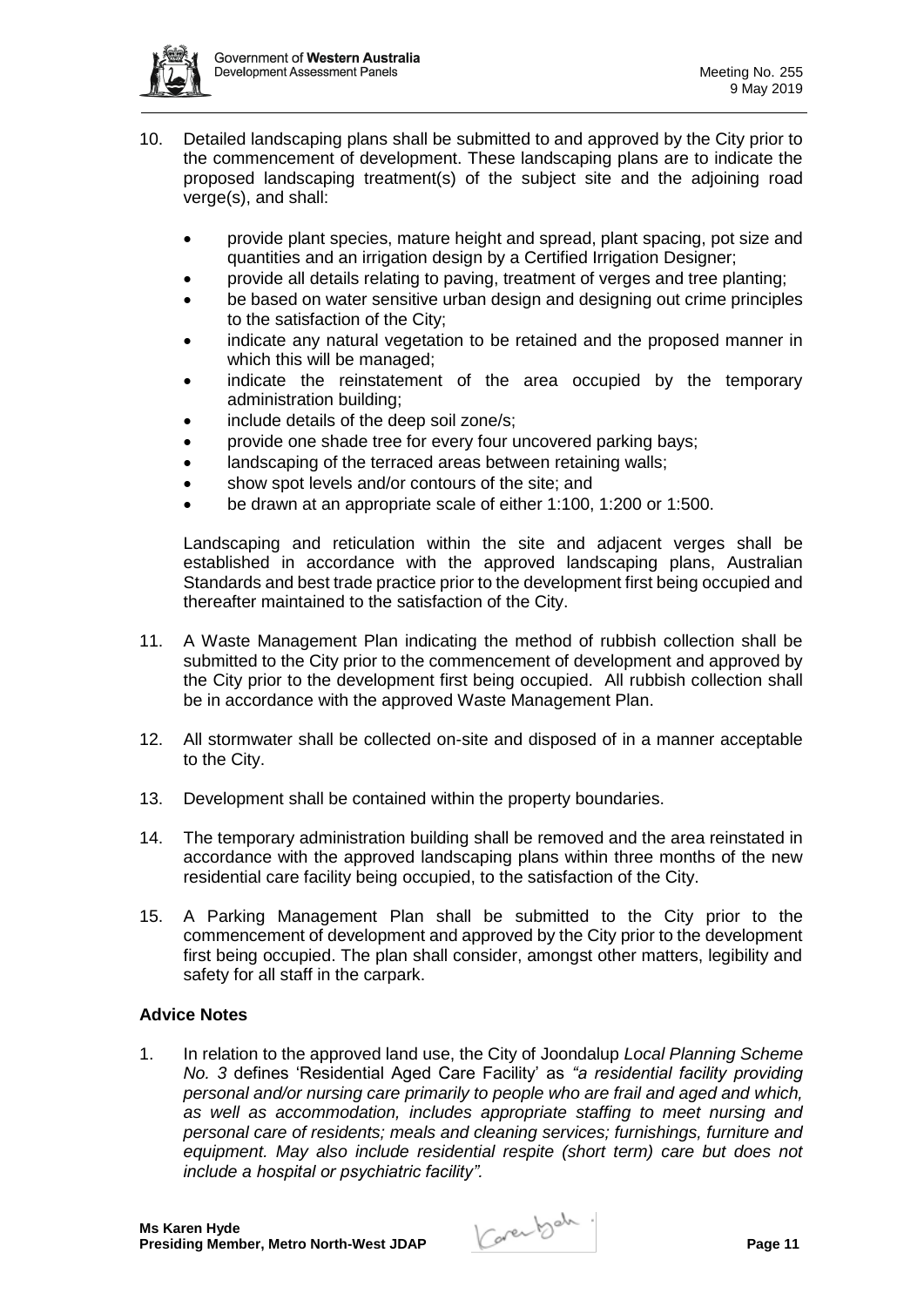10. Detailed landscaping plans shall be submitted to and approved by the City prior to the commencement of development. These landscaping plans are to indicate the proposed landscaping treatment(s) of the subject site and the adjoining road verge(s), and shall:

    - provide plant species, mature height and spread, plant spacing, pot size and quantities and an irrigation design by a Certified Irrigation Designer;
    - provide all details relating to paving, treatment of verges and tree planting;
    - be based on water sensitive urban design and designing out crime principles to the satisfaction of the City;
    - indicate any natural vegetation to be retained and the proposed manner in which this will be managed;
    - indicate the reinstatement of the area occupied by the temporary administration building;
    - include details of the deep soil zone/s;
    - provide one shade tree for every four uncovered parking bays;
    - landscaping of the terraced areas between retaining walls;
    - show spot levels and/or contours of the site; and
    - be drawn at an appropriate scale of either 1:100, 1:200 or 1:500.

    Landscaping and reticulation within the site and adjacent verges shall be established in accordance with the approved landscaping plans, Australian Standards and best trade practice prior to the development first being occupied and thereafter maintained to the satisfaction of the City.

11. A Waste Management Plan indicating the method of rubbish collection shall be submitted to the City prior to the commencement of development and approved by the City prior to the development first being occupied. All rubbish collection shall be in accordance with the approved Waste Management Plan.

12. All stormwater shall be collected on-site and disposed of in a manner acceptable to the City.

13. Development shall be contained within the property boundaries.

14. The temporary administration building shall be removed and the area reinstated in accordance with the approved landscaping plans within three months of the new residential care facility being occupied, to the satisfaction of the City.

15. A Parking Management Plan shall be submitted to the City prior to the commencement of development and approved by the City prior to the development first being occupied. The plan shall consider, amongst other matters, legibility and safety for all staff in the carpark.

**Advice Notes**

1. In relation to the approved land use, the City of Joondalup *Local Planning Scheme No. 3* defines 'Residential Aged Care Facility' as *"a residential facility providing personal and/or nursing care primarily to people who are frail and aged and which, as well as accommodation, includes appropriate staffing to meet nursing and personal care of residents; meals and cleaning services; furnishings, furniture and equipment. May also include residential respite (short term) care but does not include a hospital or psychiatric facility".*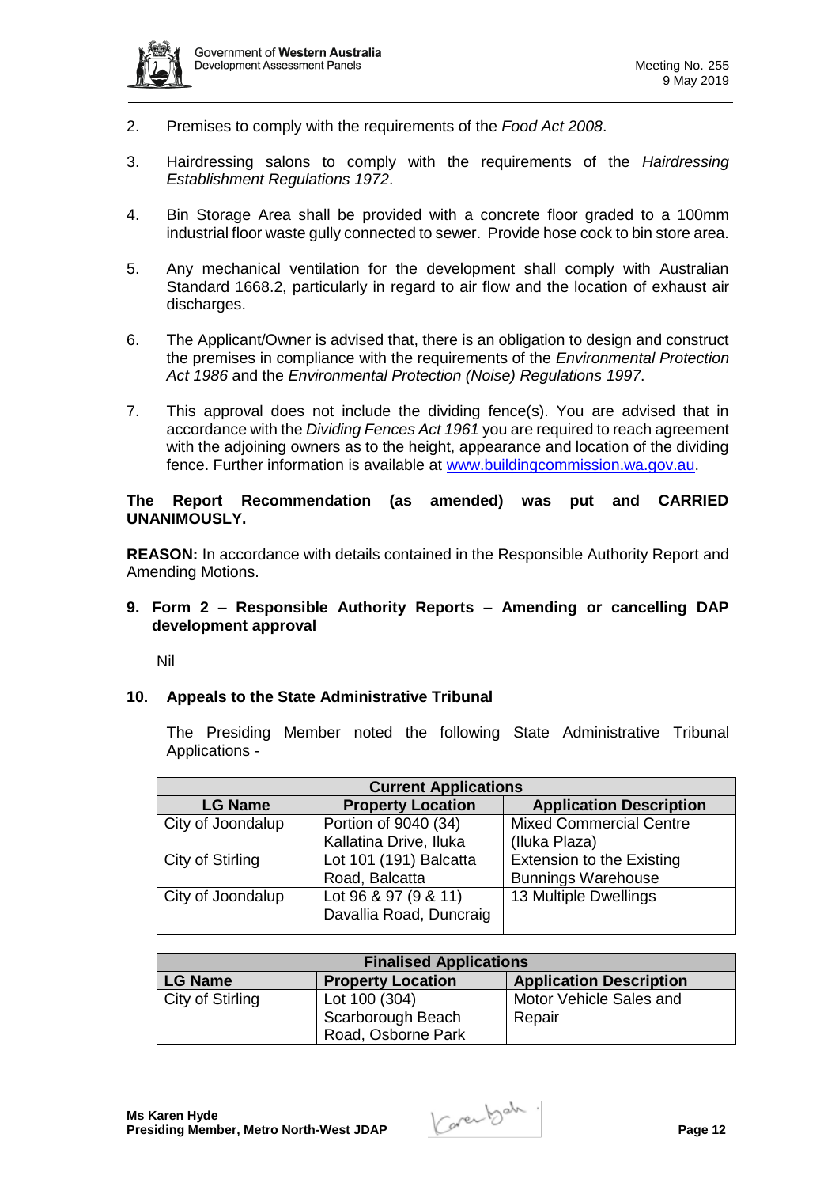2. Premises to comply with the requirements of the *Food Act 2008*.

3. Hairdressing salons to comply with the requirements of the *Hairdressing Establishment Regulations 1972*.

4. Bin Storage Area shall be provided with a concrete floor graded to a 100mm industrial floor waste gully connected to sewer. Provide hose cock to bin store area.

5. Any mechanical ventilation for the development shall comply with Australian Standard 1668.2, particularly in regard to air flow and the location of exhaust air discharges.

6. The Applicant/Owner is advised that, there is an obligation to design and construct the premises in compliance with the requirements of the *Environmental Protection Act 1986* and the *Environmental Protection (Noise) Regulations 1997*.

7. This approval does not include the dividing fence(s). You are advised that in accordance with the *Dividing Fences Act 1961* you are required to reach agreement with the adjoining owners as to the height, appearance and location of the dividing fence. Further information is available at www.buildingcommission.wa.gov.au.

**The Report Recommendation (as amended) was put and CARRIED UNANIMOUSLY.**

**REASON:** In accordance with details contained in the Responsible Authority Report and Amending Motions.

## 9. Form 2 – Responsible Authority Reports – Amending or cancelling DAP development approval

Nil

## 10. Appeals to the State Administrative Tribunal

The Presiding Member noted the following State Administrative Tribunal Applications -

| **Current Applications** | | |
|---|---|---|
| **LG Name** | **Property Location** | **Application Description** |
| City of Joondalup | Portion of 9040 (34) Kallatina Drive, Iluka | Mixed Commercial Centre (Iluka Plaza) |
| City of Stirling | Lot 101 (191) Balcatta Road, Balcatta | Extension to the Existing Bunnings Warehouse |
| City of Joondalup | Lot 96 & 97 (9 & 11) Davallia Road, Duncraig | 13 Multiple Dwellings |

| **Finalised Applications** | | |
|---|---|---|
| **LG Name** | **Property Location** | **Application Description** |
| City of Stirling | Lot 100 (304) Scarborough Beach Road, Osborne Park | Motor Vehicle Sales and Repair |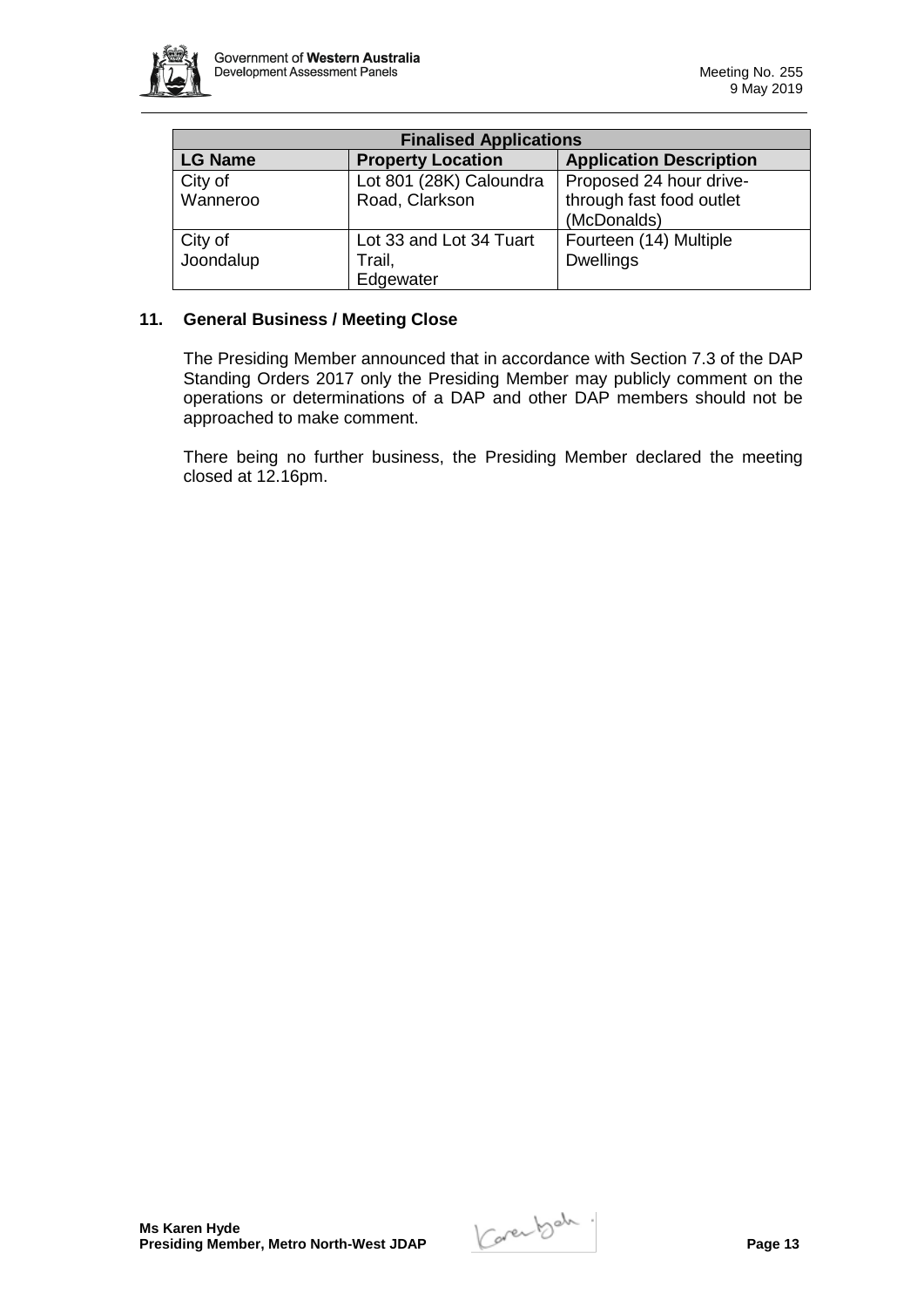| Finalised Applications | | |
|---|---|---|
| **LG Name** | **Property Location** | **Application Description** |
| City of Wanneroo | Lot 801 (28K) Caloundra Road, Clarkson | Proposed 24 hour drive-through fast food outlet (McDonalds) |
| City of Joondalup | Lot 33 and Lot 34 Tuart Trail, Edgewater | Fourteen (14) Multiple Dwellings |

## 11. General Business / Meeting Close

The Presiding Member announced that in accordance with Section 7.3 of the DAP Standing Orders 2017 only the Presiding Member may publicly comment on the operations or determinations of a DAP and other DAP members should not be approached to make comment.

There being no further business, the Presiding Member declared the meeting closed at 12.16pm.

**Ms Karen Hyde**
**Presiding Member, Metro North-West JDAP**